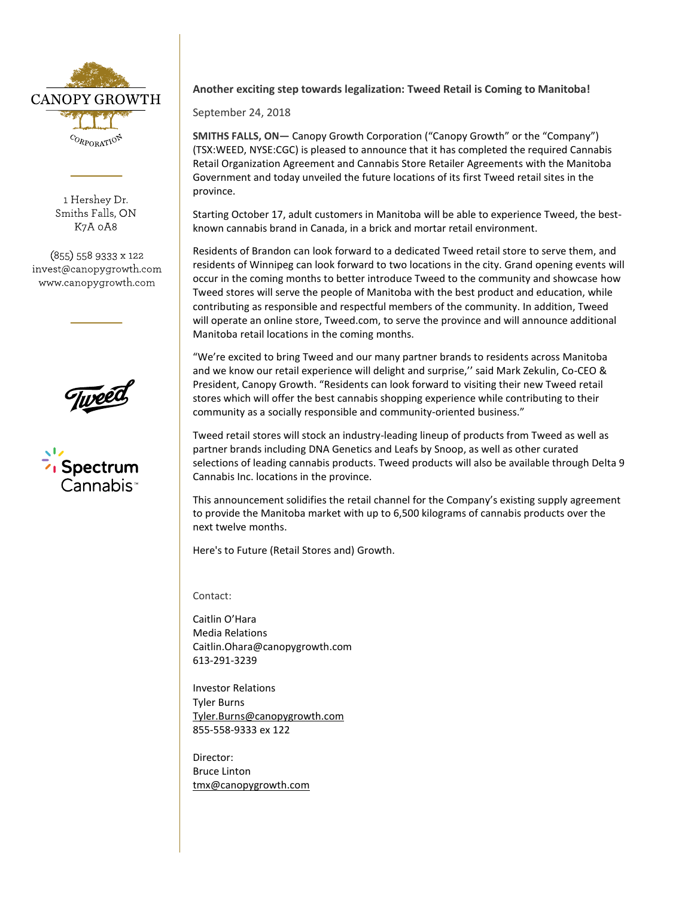CANOPY GROWTH CORPORATION

1 Hershey Dr.
Smiths Falls, ON
K7A 0A8

(855) 558 9333 x 122
invest@canopygrowth.com
www.canopygrowth.com

Tweed

Spectrum Cannabis™

**Another exciting step towards legalization: Tweed Retail is Coming to Manitoba!**

September 24, 2018

**SMITHS FALLS, ON—** Canopy Growth Corporation ("Canopy Growth" or the "Company") (TSX:WEED, NYSE:CGC) is pleased to announce that it has completed the required Cannabis Retail Organization Agreement and Cannabis Store Retailer Agreements with the Manitoba Government and today unveiled the future locations of its first Tweed retail sites in the province.

Starting October 17, adult customers in Manitoba will be able to experience Tweed, the best-known cannabis brand in Canada, in a brick and mortar retail environment.

Residents of Brandon can look forward to a dedicated Tweed retail store to serve them, and residents of Winnipeg can look forward to two locations in the city. Grand opening events will occur in the coming months to better introduce Tweed to the community and showcase how Tweed stores will serve the people of Manitoba with the best product and education, while contributing as responsible and respectful members of the community. In addition, Tweed will operate an online store, Tweed.com, to serve the province and will announce additional Manitoba retail locations in the coming months.

"We're excited to bring Tweed and our many partner brands to residents across Manitoba and we know our retail experience will delight and surprise,'' said Mark Zekulin, Co-CEO & President, Canopy Growth. "Residents can look forward to visiting their new Tweed retail stores which will offer the best cannabis shopping experience while contributing to their community as a socially responsible and community-oriented business."

Tweed retail stores will stock an industry-leading lineup of products from Tweed as well as partner brands including DNA Genetics and Leafs by Snoop, as well as other curated selections of leading cannabis products. Tweed products will also be available through Delta 9 Cannabis Inc. locations in the province.

This announcement solidifies the retail channel for the Company's existing supply agreement to provide the Manitoba market with up to 6,500 kilograms of cannabis products over the next twelve months.

Here's to Future (Retail Stores and) Growth.

Contact:

Caitlin O'Hara
Media Relations
Caitlin.Ohara@canopygrowth.com
613-291-3239

Investor Relations
Tyler Burns
Tyler.Burns@canopygrowth.com
855-558-9333 ex 122

Director:
Bruce Linton
tmx@canopygrowth.com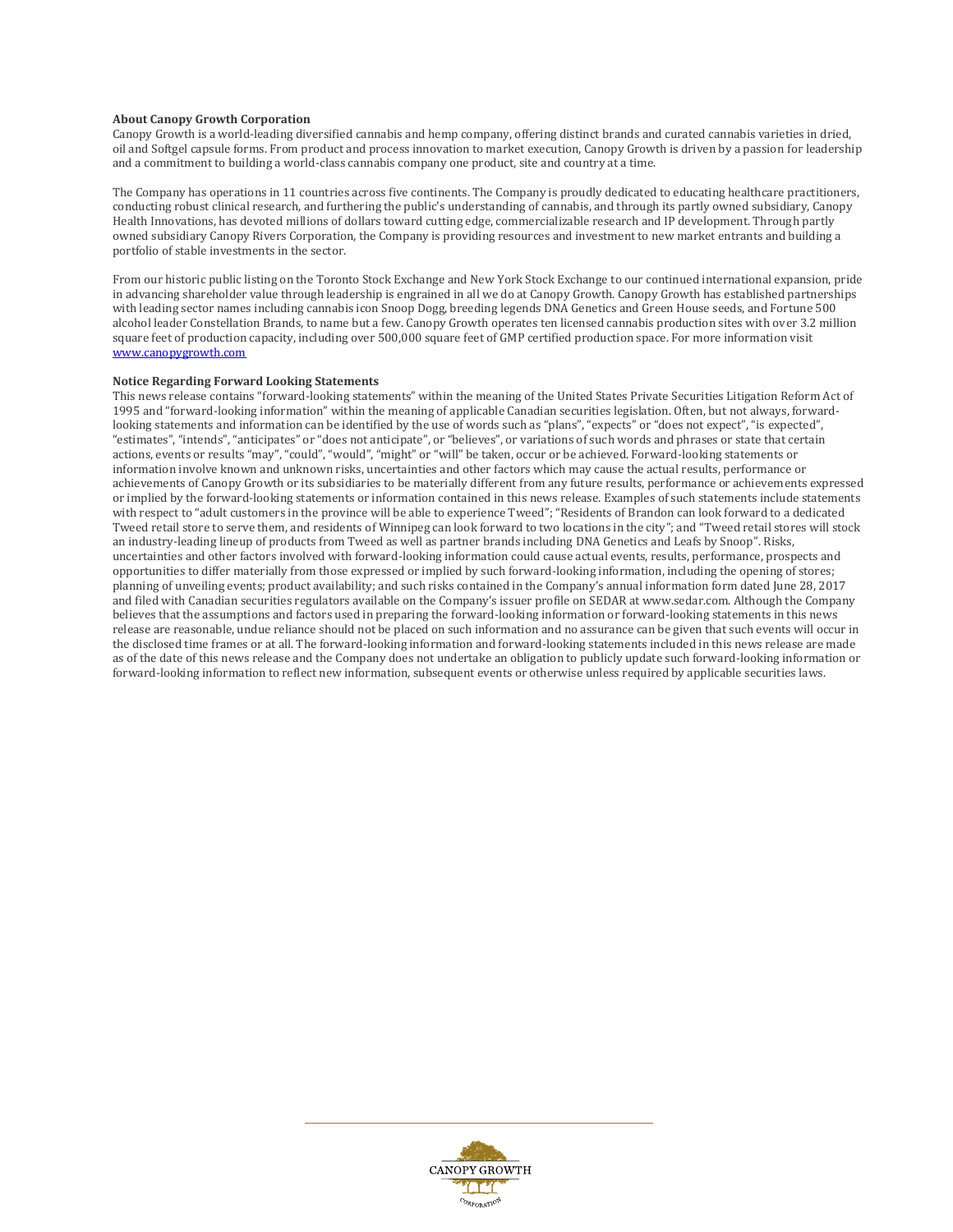**About Canopy Growth Corporation**

Canopy Growth is a world-leading diversified cannabis and hemp company, offering distinct brands and curated cannabis varieties in dried, oil and Softgel capsule forms. From product and process innovation to market execution, Canopy Growth is driven by a passion for leadership and a commitment to building a world-class cannabis company one product, site and country at a time.

The Company has operations in 11 countries across five continents. The Company is proudly dedicated to educating healthcare practitioners, conducting robust clinical research, and furthering the public's understanding of cannabis, and through its partly owned subsidiary, Canopy Health Innovations, has devoted millions of dollars toward cutting edge, commercializable research and IP development. Through partly owned subsidiary Canopy Rivers Corporation, the Company is providing resources and investment to new market entrants and building a portfolio of stable investments in the sector.

From our historic public listing on the Toronto Stock Exchange and New York Stock Exchange to our continued international expansion, pride in advancing shareholder value through leadership is engrained in all we do at Canopy Growth. Canopy Growth has established partnerships with leading sector names including cannabis icon Snoop Dogg, breeding legends DNA Genetics and Green House seeds, and Fortune 500 alcohol leader Constellation Brands, to name but a few. Canopy Growth operates ten licensed cannabis production sites with over 3.2 million square feet of production capacity, including over 500,000 square feet of GMP certified production space. For more information visit [www.canopygrowth.com](http://www.canopygrowth.com)

**Notice Regarding Forward Looking Statements**

This news release contains "forward-looking statements" within the meaning of the United States Private Securities Litigation Reform Act of 1995 and "forward-looking information" within the meaning of applicable Canadian securities legislation. Often, but not always, forward-looking statements and information can be identified by the use of words such as "plans", "expects" or "does not expect", "is expected", "estimates", "intends", "anticipates" or "does not anticipate", or "believes", or variations of such words and phrases or state that certain actions, events or results "may", "could", "would", "might" or "will" be taken, occur or be achieved. Forward-looking statements or information involve known and unknown risks, uncertainties and other factors which may cause the actual results, performance or achievements of Canopy Growth or its subsidiaries to be materially different from any future results, performance or achievements expressed or implied by the forward-looking statements or information contained in this news release. Examples of such statements include statements with respect to "adult customers in the province will be able to experience Tweed"; "Residents of Brandon can look forward to a dedicated Tweed retail store to serve them, and residents of Winnipeg can look forward to two locations in the city"; and "Tweed retail stores will stock an industry-leading lineup of products from Tweed as well as partner brands including DNA Genetics and Leafs by Snoop". Risks, uncertainties and other factors involved with forward-looking information could cause actual events, results, performance, prospects and opportunities to differ materially from those expressed or implied by such forward-looking information, including the opening of stores; planning of unveiling events; product availability; and such risks contained in the Company's annual information form dated June 28, 2017 and filed with Canadian securities regulators available on the Company's issuer profile on SEDAR at www.sedar.com. Although the Company believes that the assumptions and factors used in preparing the forward-looking information or forward-looking statements in this news release are reasonable, undue reliance should not be placed on such information and no assurance can be given that such events will occur in the disclosed time frames or at all. The forward-looking information and forward-looking statements included in this news release are made as of the date of this news release and the Company does not undertake an obligation to publicly update such forward-looking information or forward-looking information to reflect new information, subsequent events or otherwise unless required by applicable securities laws.